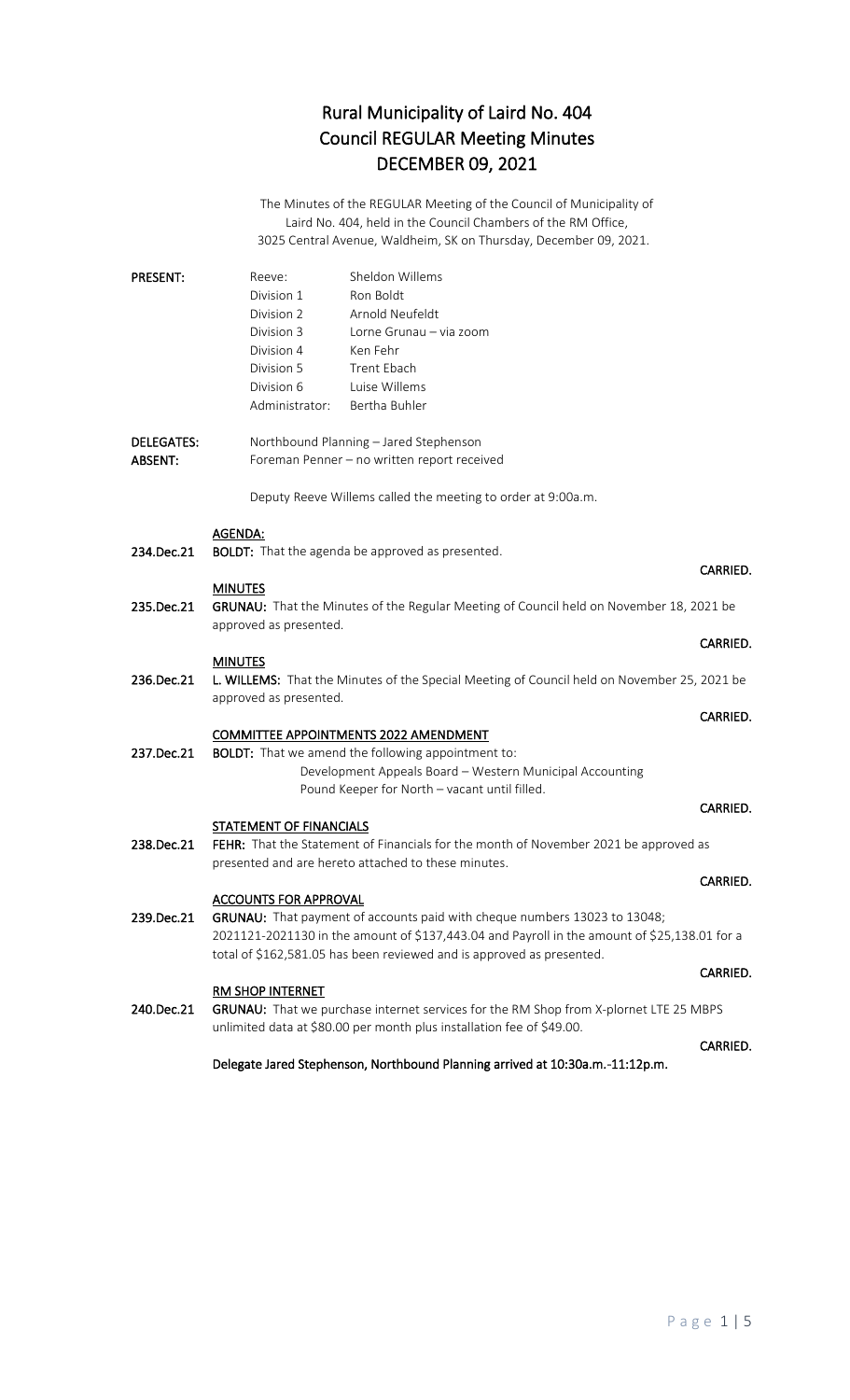# Rural Municipality of Laird No. 404
# Council REGULAR Meeting Minutes
# DECEMBER 09, 2021

The Minutes of the REGULAR Meeting of the Council of Municipality of Laird No. 404, held in the Council Chambers of the RM Office, 3025 Central Avenue, Waldheim, SK on Thursday, December 09, 2021.

**PRESENT:**

| | |
|---|---|
| Reeve: | Sheldon Willems |
| Division 1 | Ron Boldt |
| Division 2 | Arnold Neufeldt |
| Division 3 | Lorne Grunau – via zoom |
| Division 4 | Ken Fehr |
| Division 5 | Trent Ebach |
| Division 6 | Luise Willems |
| Administrator: | Bertha Buhler |

**DELEGATES:** Northbound Planning – Jared Stephenson

**ABSENT:** Foreman Penner – no written report received

Deputy Reeve Willems called the meeting to order at 9:00a.m.

**AGENDA:**

**234.Dec.21** **BOLDT:** That the agenda be approved as presented.

**CARRIED.**

**MINUTES**

**235.Dec.21** **GRUNAU:** That the Minutes of the Regular Meeting of Council held on November 18, 2021 be approved as presented.

**CARRIED.**

**MINUTES**

**236.Dec.21** **L. WILLEMS:** That the Minutes of the Special Meeting of Council held on November 25, 2021 be approved as presented.

**CARRIED.**

**COMMITTEE APPOINTMENTS 2022 AMENDMENT**

**237.Dec.21** **BOLDT:** That we amend the following appointment to:
Development Appeals Board – Western Municipal Accounting
Pound Keeper for North – vacant until filled.

**CARRIED.**

**STATEMENT OF FINANCIALS**

**238.Dec.21** **FEHR:** That the Statement of Financials for the month of November 2021 be approved as presented and are hereto attached to these minutes.

**CARRIED.**

**ACCOUNTS FOR APPROVAL**

**239.Dec.21** **GRUNAU:** That payment of accounts paid with cheque numbers 13023 to 13048; 2021121-2021130 in the amount of $137,443.04 and Payroll in the amount of $25,138.01 for a total of $162,581.05 has been reviewed and is approved as presented.

**CARRIED.**

**RM SHOP INTERNET**

**240.Dec.21** **GRUNAU:** That we purchase internet services for the RM Shop from X-plornet LTE 25 MBPS unlimited data at $80.00 per month plus installation fee of $49.00.

**CARRIED.**

**Delegate Jared Stephenson, Northbound Planning arrived at 10:30a.m.-11:12p.m.**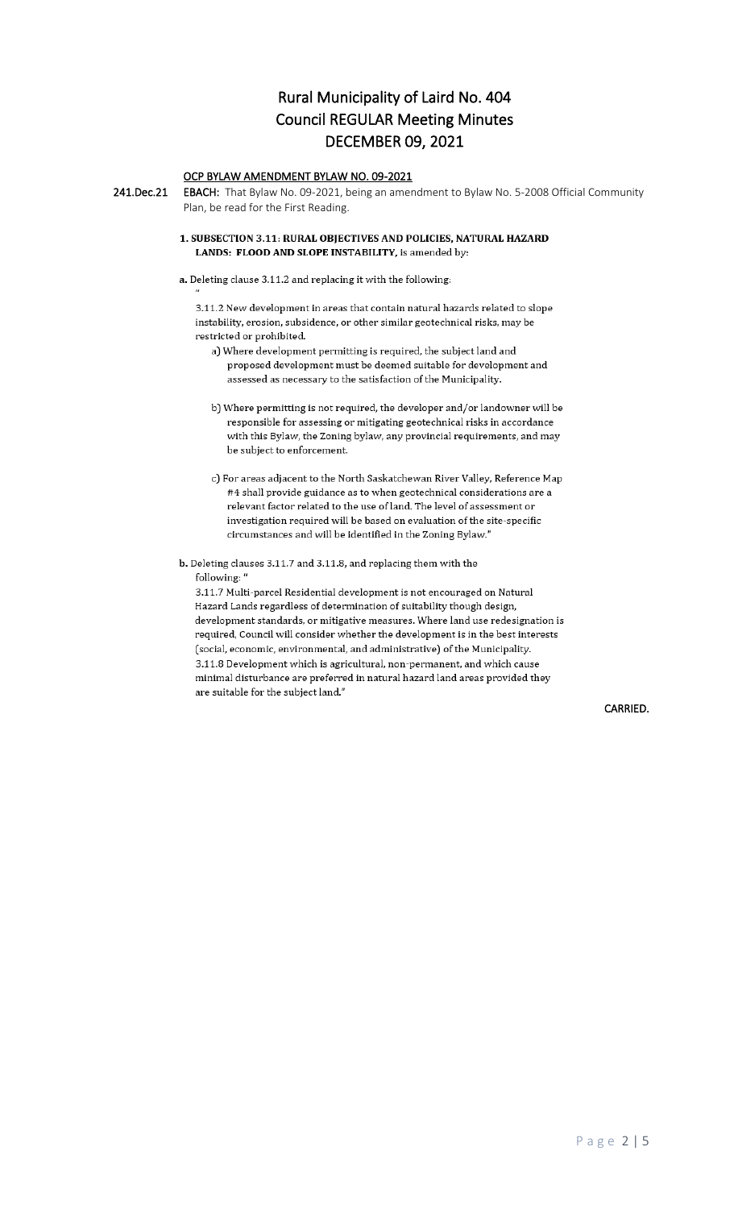# Rural Municipality of Laird No. 404
# Council REGULAR Meeting Minutes
# DECEMBER 09, 2021

**OCP BYLAW AMENDMENT BYLAW NO. 09-2021**

**241.Dec.21** **EBACH:** That Bylaw No. 09-2021, being an amendment to Bylaw No. 5-2008 Official Community Plan, be read for the First Reading.

**1. SUBSECTION 3.11: RURAL OBJECTIVES AND POLICIES, NATURAL HAZARD LANDS: FLOOD AND SLOPE INSTABILITY,** is amended by:

**a.** Deleting clause 3.11.2 and replacing it with the following:

"

3.11.2 New development in areas that contain natural hazards related to slope instability, erosion, subsidence, or other similar geotechnical risks, may be restricted or prohibited.

a) Where development permitting is required, the subject land and proposed development must be deemed suitable for development and assessed as necessary to the satisfaction of the Municipality.

b) Where permitting is not required, the developer and/or landowner will be responsible for assessing or mitigating geotechnical risks in accordance with this Bylaw, the Zoning bylaw, any provincial requirements, and may be subject to enforcement.

c) For areas adjacent to the North Saskatchewan River Valley, Reference Map #4 shall provide guidance as to when geotechnical considerations are a relevant factor related to the use of land. The level of assessment or investigation required will be based on evaluation of the site-specific circumstances and will be identified in the Zoning Bylaw."

**b.** Deleting clauses 3.11.7 and 3.11.8, and replacing them with the following: "

3.11.7 Multi-parcel Residential development is not encouraged on Natural Hazard Lands regardless of determination of suitability though design, development standards, or mitigative measures. Where land use redesignation is required, Council will consider whether the development is in the best interests (social, economic, environmental, and administrative) of the Municipality.

3.11.8 Development which is agricultural, non-permanent, and which cause minimal disturbance are preferred in natural hazard land areas provided they are suitable for the subject land."

**CARRIED.**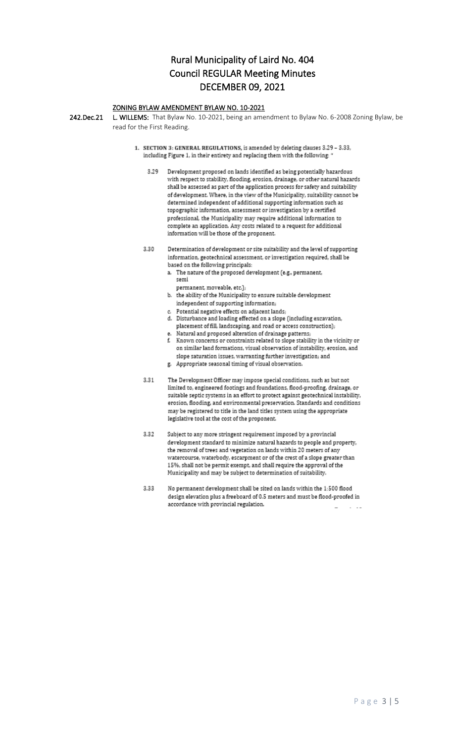# Rural Municipality of Laird No. 404
# Council REGULAR Meeting Minutes
# DECEMBER 09, 2021

**ZONING BYLAW AMENDMENT BYLAW NO. 10-2021**

**242.Dec.21** **L. WILLEMS:** That Bylaw No. 10-2021, being an amendment to Bylaw No. 6-2008 Zoning Bylaw, be read for the First Reading.

1. **SECTION 3: GENERAL REGULATIONS,** is amended by deleting clauses 3.29 – 3.33, including Figure 1, in their entirety and replacing them with the following: "

3.29 Development proposed on lands identified as being potentially hazardous with respect to stability, flooding, erosion, drainage, or other natural hazards shall be assessed as part of the application process for safety and suitability of development. Where, in the view of the Municipality, suitability cannot be determined independent of additional supporting information such as topographic information, assessment or investigation by a certified professional, the Municipality may require additional information to complete an application. Any costs related to a request for additional information will be those of the proponent.

3.30 Determination of development or site suitability and the level of supporting information, geotechnical assessment, or investigation required, shall be based on the following principals:

a. The nature of the proposed development (e.g., permanent, semi permanent, moveable, etc.);
b. the ability of the Municipality to ensure suitable development independent of supporting information;
c. Potential negative effects on adjacent lands;
d. Disturbance and loading effected on a slope (including excavation, placement of fill, landscaping, and road or access construction);
e. Natural and proposed alteration of drainage patterns;
f. Known concerns or constraints related to slope stability in the vicinity or on similar land formations, visual observation of instability, erosion, and slope saturation issues, warranting further investigation; and
g. Appropriate seasonal timing of visual observation.

3.31 The Development Officer may impose special conditions, such as but not limited to, engineered footings and foundations, flood-proofing, drainage, or suitable septic systems in an effort to protect against geotechnical instability, erosion, flooding, and environmental preservation. Standards and conditions may be registered to title in the land titles system using the appropriate legislative tool at the cost of the proponent.

3.32 Subject to any more stringent requirement imposed by a provincial development standard to minimize natural hazards to people and property, the removal of trees and vegetation on lands within 20 meters of any watercourse, waterbody, escarpment or of the crest of a slope greater than 15%, shall not be permit exempt, and shall require the approval of the Municipality and may be subject to determination of suitability.

3.33 No permanent development shall be sited on lands within the 1:500 flood design elevation plus a freeboard of 0.5 meters and must be flood-proofed in accordance with provincial regulation.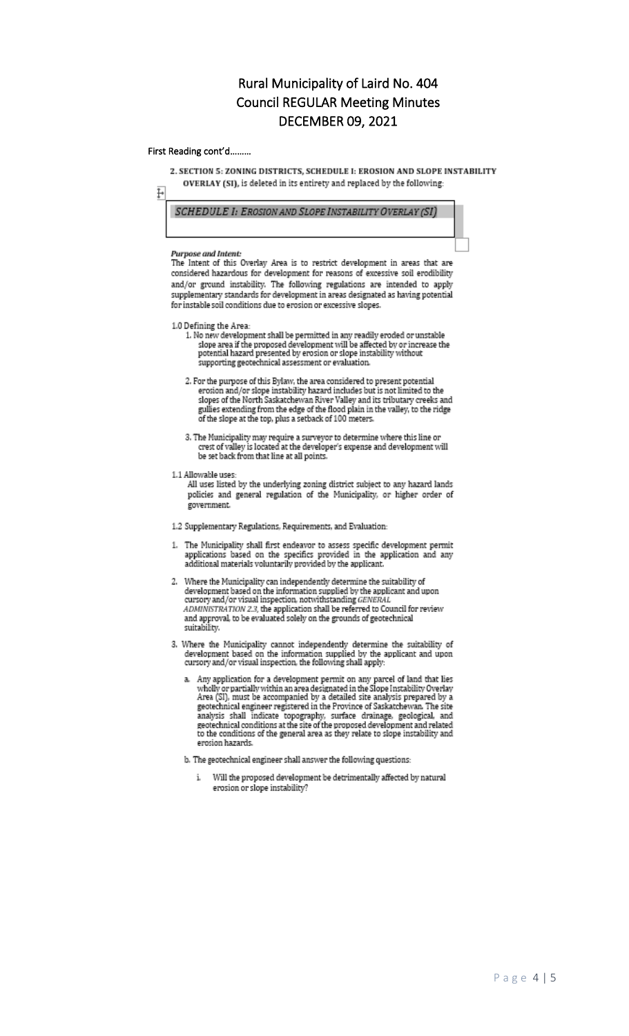# Rural Municipality of Laird No. 404
# Council REGULAR Meeting Minutes
# DECEMBER 09, 2021

First Reading cont'd………

**2. SECTION 5: ZONING DISTRICTS, SCHEDULE I: EROSION AND SLOPE INSTABILITY OVERLAY (SI)**, is deleted in its entirety and replaced by the following:

## *SCHEDULE I: EROSION AND SLOPE INSTABILITY OVERLAY (SI)*

***Purpose and Intent:***
The Intent of this Overlay Area is to restrict development in areas that are considered hazardous for development for reasons of excessive soil erodibility and/or ground instability. The following regulations are intended to apply supplementary standards for development in areas designated as having potential for instable soil conditions due to erosion or excessive slopes.

1.0 Defining the Area:

1. No new development shall be permitted in any readily eroded or unstable slope area if the proposed development will be affected by or increase the potential hazard presented by erosion or slope instability without supporting geotechnical assessment or evaluation.

2. For the purpose of this Bylaw, the area considered to present potential erosion and/or slope instability hazard includes but is not limited to the slopes of the North Saskatchewan River Valley and its tributary creeks and gullies extending from the edge of the flood plain in the valley, to the ridge of the slope at the top, plus a setback of 100 meters.

3. The Municipality may require a surveyor to determine where this line or crest of valley is located at the developer's expense and development will be set back from that line at all points.

1.1 Allowable uses:
All uses listed by the underlying zoning district subject to any hazard lands policies and general regulation of the Municipality, or higher order of government.

1.2 Supplementary Regulations, Requirements, and Evaluation:

1. The Municipality shall first endeavor to assess specific development permit applications based on the specifics provided in the application and any additional materials voluntarily provided by the applicant.

2. Where the Municipality can independently determine the suitability of development based on the information supplied by the applicant and upon cursory and/or visual inspection, notwithstanding *GENERAL ADMINISTRATION 2.3*, the application shall be referred to Council for review and approval, to be evaluated solely on the grounds of geotechnical suitability.

3. Where the Municipality cannot independently determine the suitability of development based on the information supplied by the applicant and upon cursory and/or visual inspection, the following shall apply:

   a. Any application for a development permit on any parcel of land that lies wholly or partially within an area designated in the Slope Instability Overlay Area (SI), must be accompanied by a detailed site analysis prepared by a geotechnical engineer registered in the Province of Saskatchewan. The site analysis shall indicate topography, surface drainage, geological, and geotechnical conditions at the site of the proposed development and related to the conditions of the general area as they relate to slope instability and erosion hazards.

   b. The geotechnical engineer shall answer the following questions:

      i. Will the proposed development be detrimentally affected by natural erosion or slope instability?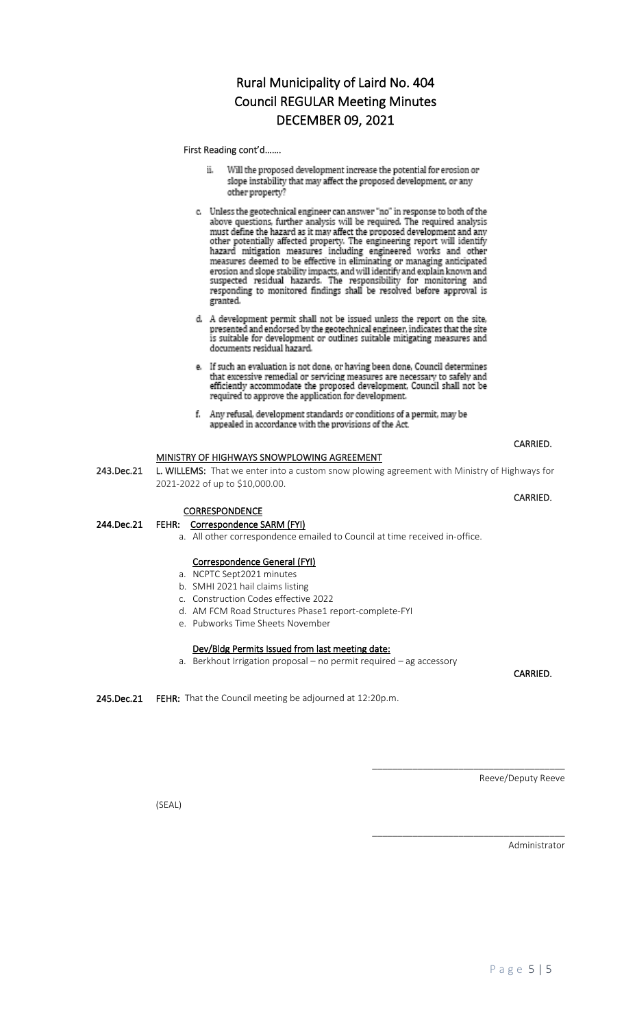# Rural Municipality of Laird No. 404
# Council REGULAR Meeting Minutes
# DECEMBER 09, 2021

First Reading cont'd…….

ii. Will the proposed development increase the potential for erosion or slope instability that may affect the proposed development, or any other property?

c. Unless the geotechnical engineer can answer "no" in response to both of the above questions, further analysis will be required. The required analysis must define the hazard as it may affect the proposed development and any other potentially affected property. The engineering report will identify hazard mitigation measures including engineered works and other measures deemed to be effective in eliminating or managing anticipated erosion and slope stability impacts, and will identify and explain known and suspected residual hazards. The responsibility for monitoring and responding to monitored findings shall be resolved before approval is granted.

d. A development permit shall not be issued unless the report on the site, presented and endorsed by the geotechnical engineer, indicates that the site is suitable for development or outlines suitable mitigating measures and documents residual hazard.

e. If such an evaluation is not done, or having been done, Council determines that excessive remedial or servicing measures are necessary to safely and efficiently accommodate the proposed development, Council shall not be required to approve the application for development.

f. Any refusal, development standards or conditions of a permit, may be appealed in accordance with the provisions of the Act.

**CARRIED.**

MINISTRY OF HIGHWAYS SNOWPLOWING AGREEMENT

**243.Dec.21** **L. WILLEMS:** That we enter into a custom snow plowing agreement with Ministry of Highways for 2021-2022 of up to $10,000.00.

**CARRIED.**

CORRESPONDENCE

**244.Dec.21** **FEHR:** Correspondence SARM (FYI)

a. All other correspondence emailed to Council at time received in-office.

Correspondence General (FYI)

a. NCPTC Sept2021 minutes
b. SMHI 2021 hail claims listing
c. Construction Codes effective 2022
d. AM FCM Road Structures Phase1 report-complete-FYI
e. Pubworks Time Sheets November

Dev/Bldg Permits Issued from last meeting date:

a. Berkhout Irrigation proposal – no permit required – ag accessory

**CARRIED.**

**245.Dec.21** **FEHR:** That the Council meeting be adjourned at 12:20p.m.

\_\_\_\_\_\_\_\_\_\_\_\_\_\_\_\_\_\_\_\_\_\_\_\_\_\_\_\_\_\_\_\_\_\_\_\_
Reeve/Deputy Reeve

(SEAL)

\_\_\_\_\_\_\_\_\_\_\_\_\_\_\_\_\_\_\_\_\_\_\_\_\_\_\_\_\_\_\_\_\_\_\_\_
Administrator